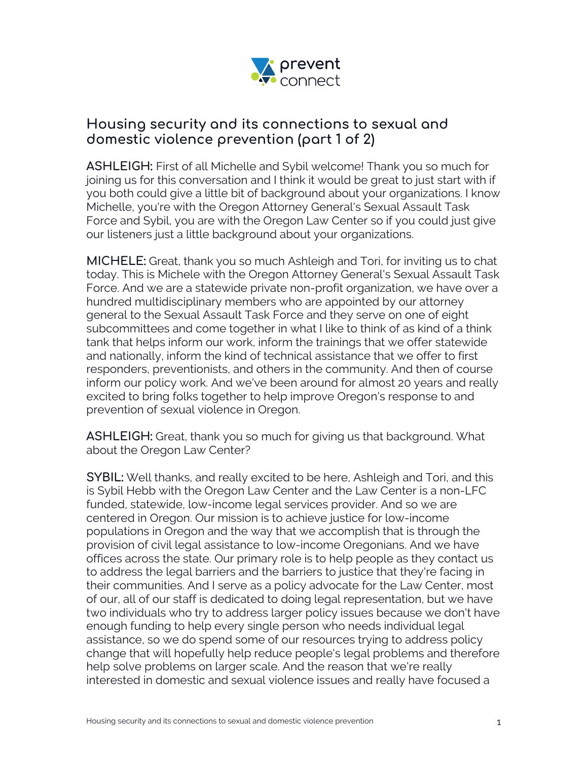## Housing security and its connections to sexual and domestic violence prevention (part 1 of 2)

**ASHLEIGH:** First of all Michelle and Sybil welcome! Thank you so much for joining us for this conversation and I think it would be great to just start with if you both could give a little bit of background about your organizations. I know Michelle, you're with the Oregon Attorney General's Sexual Assault Task Force and Sybil, you are with the Oregon Law Center so if you could just give our listeners just a little background about your organizations.

**MICHELE:** Great, thank you so much Ashleigh and Tori, for inviting us to chat today. This is Michele with the Oregon Attorney General's Sexual Assault Task Force. And we are a statewide private non-profit organization, we have over a hundred multidisciplinary members who are appointed by our attorney general to the Sexual Assault Task Force and they serve on one of eight subcommittees and come together in what I like to think of as kind of a think tank that helps inform our work, inform the trainings that we offer statewide and nationally, inform the kind of technical assistance that we offer to first responders, preventionists, and others in the community. And then of course inform our policy work. And we've been around for almost 20 years and really excited to bring folks together to help improve Oregon's response to and prevention of sexual violence in Oregon.

**ASHLEIGH:** Great, thank you so much for giving us that background. What about the Oregon Law Center?

**SYBIL:** Well thanks, and really excited to be here, Ashleigh and Tori, and this is Sybil Hebb with the Oregon Law Center and the Law Center is a non-LFC funded, statewide, low-income legal services provider. And so we are centered in Oregon. Our mission is to achieve justice for low-income populations in Oregon and the way that we accomplish that is through the provision of civil legal assistance to low-income Oregonians. And we have offices across the state. Our primary role is to help people as they contact us to address the legal barriers and the barriers to justice that they're facing in their communities. And I serve as a policy advocate for the Law Center, most of our, all of our staff is dedicated to doing legal representation, but we have two individuals who try to address larger policy issues because we don't have enough funding to help every single person who needs individual legal assistance, so we do spend some of our resources trying to address policy change that will hopefully help reduce people's legal problems and therefore help solve problems on larger scale. And the reason that we're really interested in domestic and sexual violence issues and really have focused a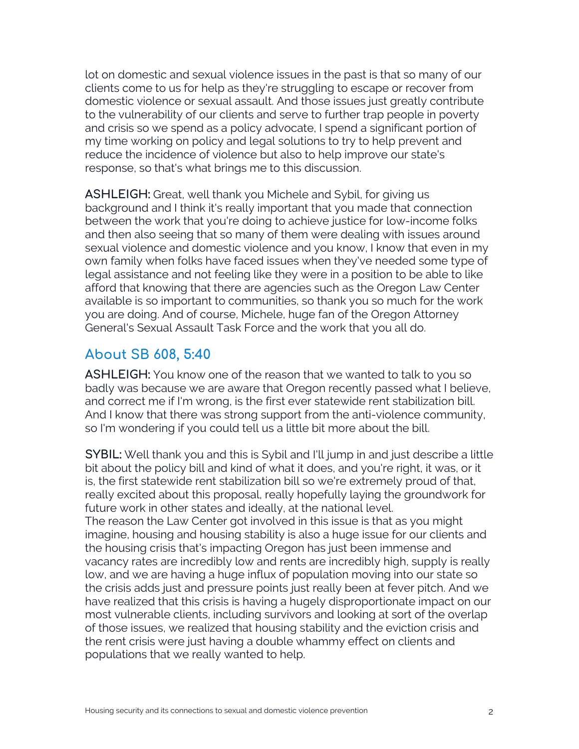lot on domestic and sexual violence issues in the past is that so many of our clients come to us for help as they're struggling to escape or recover from domestic violence or sexual assault. And those issues just greatly contribute to the vulnerability of our clients and serve to further trap people in poverty and crisis so we spend as a policy advocate, I spend a significant portion of my time working on policy and legal solutions to try to help prevent and reduce the incidence of violence but also to help improve our state's response, so that's what brings me to this discussion.

**ASHLEIGH:** Great, well thank you Michele and Sybil, for giving us background and I think it's really important that you made that connection between the work that you're doing to achieve justice for low-income folks and then also seeing that so many of them were dealing with issues around sexual violence and domestic violence and you know, I know that even in my own family when folks have faced issues when they've needed some type of legal assistance and not feeling like they were in a position to be able to like afford that knowing that there are agencies such as the Oregon Law Center available is so important to communities, so thank you so much for the work you are doing. And of course, Michele, huge fan of the Oregon Attorney General's Sexual Assault Task Force and the work that you all do.

## About SB 608, 5:40

**ASHLEIGH:** You know one of the reason that we wanted to talk to you so badly was because we are aware that Oregon recently passed what I believe, and correct me if I'm wrong, is the first ever statewide rent stabilization bill. And I know that there was strong support from the anti-violence community, so I'm wondering if you could tell us a little bit more about the bill.

**SYBIL:** Well thank you and this is Sybil and I'll jump in and just describe a little bit about the policy bill and kind of what it does, and you're right, it was, or it is, the first statewide rent stabilization bill so we're extremely proud of that, really excited about this proposal, really hopefully laying the groundwork for future work in other states and ideally, at the national level.

The reason the Law Center got involved in this issue is that as you might imagine, housing and housing stability is also a huge issue for our clients and the housing crisis that's impacting Oregon has just been immense and vacancy rates are incredibly low and rents are incredibly high, supply is really low, and we are having a huge influx of population moving into our state so the crisis adds just and pressure points just really been at fever pitch. And we have realized that this crisis is having a hugely disproportionate impact on our most vulnerable clients, including survivors and looking at sort of the overlap of those issues, we realized that housing stability and the eviction crisis and the rent crisis were just having a double whammy effect on clients and populations that we really wanted to help.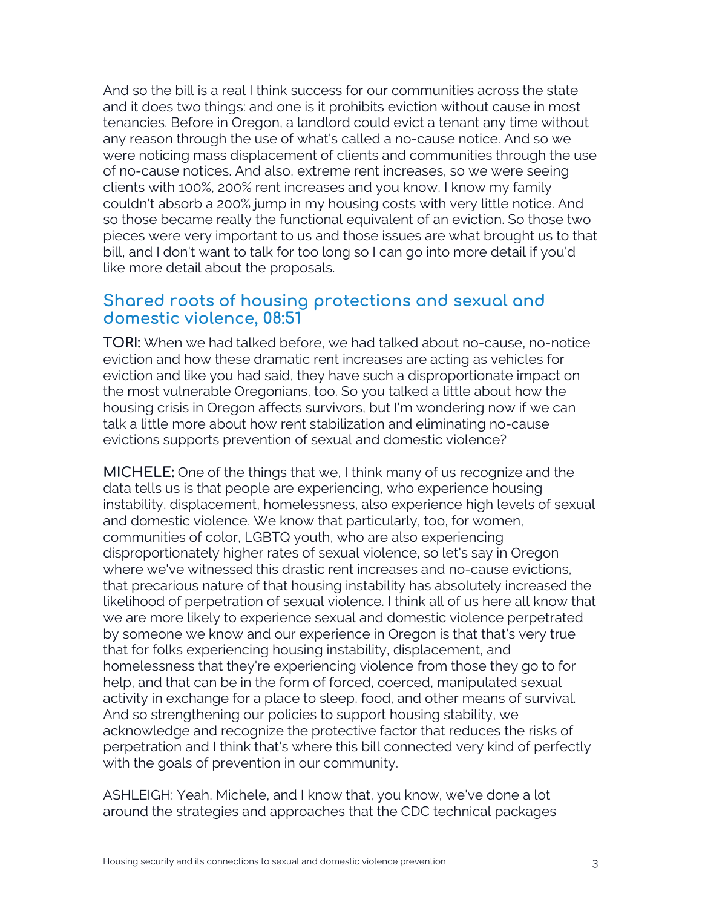And so the bill is a real I think success for our communities across the state and it does two things: and one is it prohibits eviction without cause in most tenancies. Before in Oregon, a landlord could evict a tenant any time without any reason through the use of what's called a no-cause notice. And so we were noticing mass displacement of clients and communities through the use of no-cause notices. And also, extreme rent increases, so we were seeing clients with 100%, 200% rent increases and you know, I know my family couldn't absorb a 200% jump in my housing costs with very little notice. And so those became really the functional equivalent of an eviction. So those two pieces were very important to us and those issues are what brought us to that bill, and I don't want to talk for too long so I can go into more detail if you'd like more detail about the proposals.

## Shared roots of housing protections and sexual and domestic violence, 08:51

**TORI:** When we had talked before, we had talked about no-cause, no-notice eviction and how these dramatic rent increases are acting as vehicles for eviction and like you had said, they have such a disproportionate impact on the most vulnerable Oregonians, too. So you talked a little about how the housing crisis in Oregon affects survivors, but I'm wondering now if we can talk a little more about how rent stabilization and eliminating no-cause evictions supports prevention of sexual and domestic violence?

**MICHELE:** One of the things that we, I think many of us recognize and the data tells us is that people are experiencing, who experience housing instability, displacement, homelessness, also experience high levels of sexual and domestic violence. We know that particularly, too, for women, communities of color, LGBTQ youth, who are also experiencing disproportionately higher rates of sexual violence, so let's say in Oregon where we've witnessed this drastic rent increases and no-cause evictions, that precarious nature of that housing instability has absolutely increased the likelihood of perpetration of sexual violence. I think all of us here all know that we are more likely to experience sexual and domestic violence perpetrated by someone we know and our experience in Oregon is that that's very true that for folks experiencing housing instability, displacement, and homelessness that they're experiencing violence from those they go to for help, and that can be in the form of forced, coerced, manipulated sexual activity in exchange for a place to sleep, food, and other means of survival. And so strengthening our policies to support housing stability, we acknowledge and recognize the protective factor that reduces the risks of perpetration and I think that's where this bill connected very kind of perfectly with the goals of prevention in our community.

ASHLEIGH: Yeah, Michele, and I know that, you know, we've done a lot around the strategies and approaches that the CDC technical packages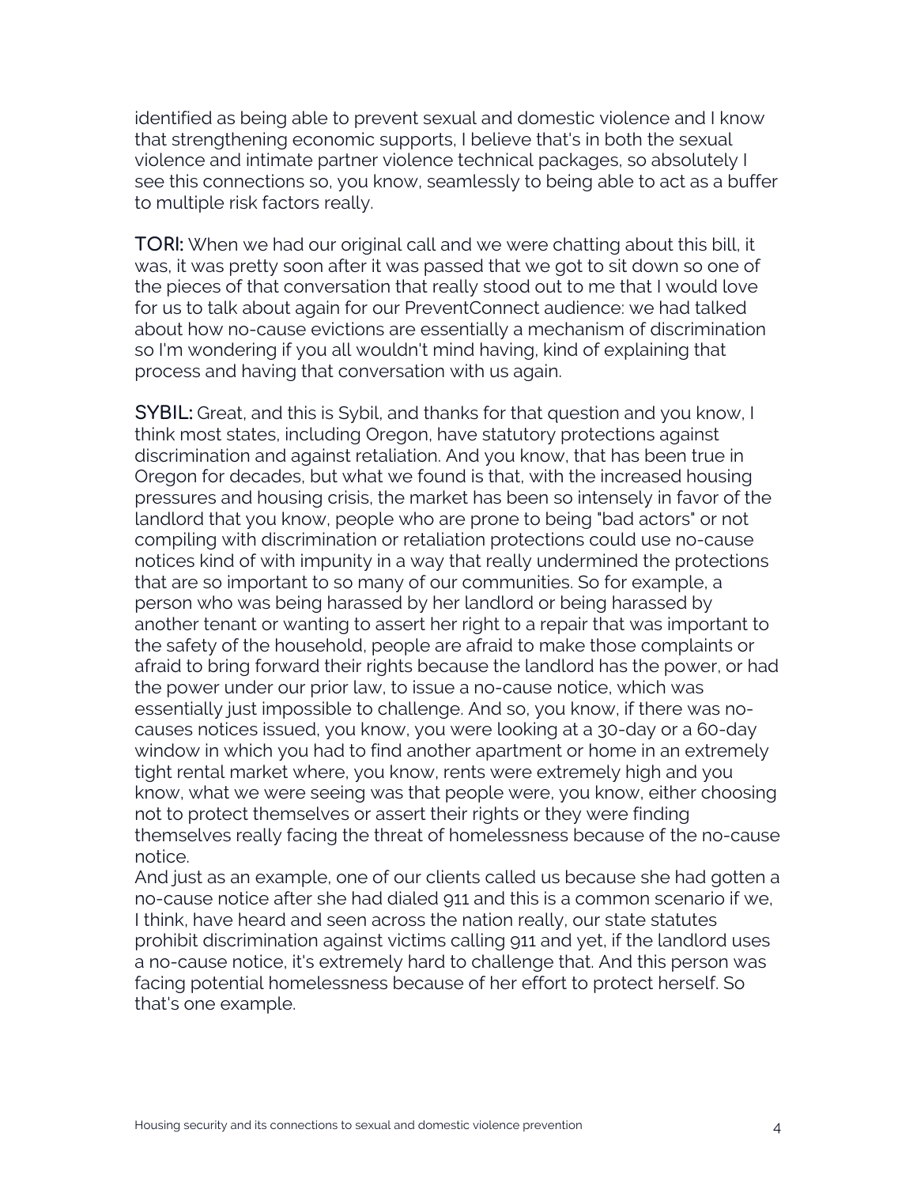identified as being able to prevent sexual and domestic violence and I know that strengthening economic supports, I believe that's in both the sexual violence and intimate partner violence technical packages, so absolutely I see this connections so, you know, seamlessly to being able to act as a buffer to multiple risk factors really.

**TORI:** When we had our original call and we were chatting about this bill, it was, it was pretty soon after it was passed that we got to sit down so one of the pieces of that conversation that really stood out to me that I would love for us to talk about again for our PreventConnect audience: we had talked about how no-cause evictions are essentially a mechanism of discrimination so I'm wondering if you all wouldn't mind having, kind of explaining that process and having that conversation with us again.

**SYBIL:** Great, and this is Sybil, and thanks for that question and you know, I think most states, including Oregon, have statutory protections against discrimination and against retaliation. And you know, that has been true in Oregon for decades, but what we found is that, with the increased housing pressures and housing crisis, the market has been so intensely in favor of the landlord that you know, people who are prone to being "bad actors" or not compiling with discrimination or retaliation protections could use no-cause notices kind of with impunity in a way that really undermined the protections that are so important to so many of our communities. So for example, a person who was being harassed by her landlord or being harassed by another tenant or wanting to assert her right to a repair that was important to the safety of the household, people are afraid to make those complaints or afraid to bring forward their rights because the landlord has the power, or had the power under our prior law, to issue a no-cause notice, which was essentially just impossible to challenge. And so, you know, if there was no-causes notices issued, you know, you were looking at a 30-day or a 60-day window in which you had to find another apartment or home in an extremely tight rental market where, you know, rents were extremely high and you know, what we were seeing was that people were, you know, either choosing not to protect themselves or assert their rights or they were finding themselves really facing the threat of homelessness because of the no-cause notice.

And just as an example, one of our clients called us because she had gotten a no-cause notice after she had dialed 911 and this is a common scenario if we, I think, have heard and seen across the nation really, our state statutes prohibit discrimination against victims calling 911 and yet, if the landlord uses a no-cause notice, it's extremely hard to challenge that. And this person was facing potential homelessness because of her effort to protect herself. So that's one example.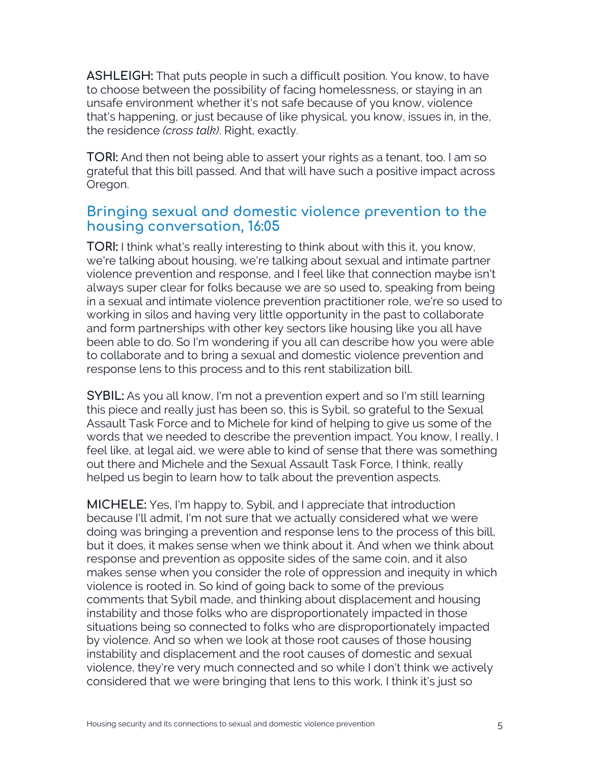**ASHLEIGH:** That puts people in such a difficult position. You know, to have to choose between the possibility of facing homelessness, or staying in an unsafe environment whether it's not safe because of you know, violence that's happening, or just because of like physical, you know, issues in, in the, the residence *(cross talk)*. Right, exactly.

**TORI:** And then not being able to assert your rights as a tenant, too. I am so grateful that this bill passed. And that will have such a positive impact across Oregon.

## Bringing sexual and domestic violence prevention to the housing conversation, 16:05

**TORI:** I think what's really interesting to think about with this it, you know, we're talking about housing, we're talking about sexual and intimate partner violence prevention and response, and I feel like that connection maybe isn't always super clear for folks because we are so used to, speaking from being in a sexual and intimate violence prevention practitioner role, we're so used to working in silos and having very little opportunity in the past to collaborate and form partnerships with other key sectors like housing like you all have been able to do. So I'm wondering if you all can describe how you were able to collaborate and to bring a sexual and domestic violence prevention and response lens to this process and to this rent stabilization bill.

**SYBIL:** As you all know, I'm not a prevention expert and so I'm still learning this piece and really just has been so, this is Sybil, so grateful to the Sexual Assault Task Force and to Michele for kind of helping to give us some of the words that we needed to describe the prevention impact. You know, I really, I feel like, at legal aid, we were able to kind of sense that there was something out there and Michele and the Sexual Assault Task Force, I think, really helped us begin to learn how to talk about the prevention aspects.

**MICHELE:** Yes, I'm happy to, Sybil, and I appreciate that introduction because I'll admit, I'm not sure that we actually considered what we were doing was bringing a prevention and response lens to the process of this bill, but it does, it makes sense when we think about it. And when we think about response and prevention as opposite sides of the same coin, and it also makes sense when you consider the role of oppression and inequity in which violence is rooted in. So kind of going back to some of the previous comments that Sybil made, and thinking about displacement and housing instability and those folks who are disproportionately impacted in those situations being so connected to folks who are disproportionately impacted by violence. And so when we look at those root causes of those housing instability and displacement and the root causes of domestic and sexual violence, they're very much connected and so while I don't think we actively considered that we were bringing that lens to this work, I think it's just so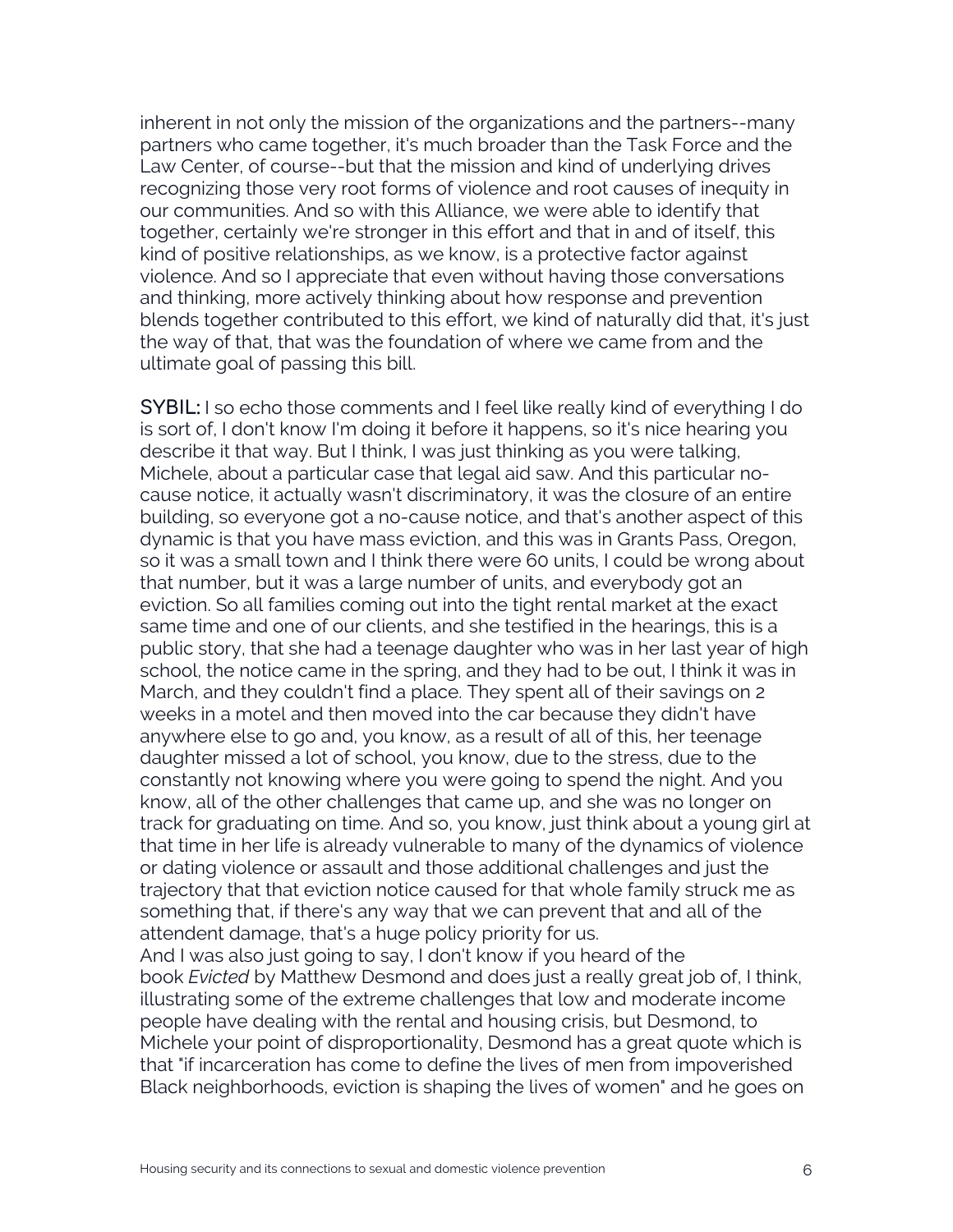inherent in not only the mission of the organizations and the partners--many partners who came together, it's much broader than the Task Force and the Law Center, of course--but that the mission and kind of underlying drives recognizing those very root forms of violence and root causes of inequity in our communities. And so with this Alliance, we were able to identify that together, certainly we're stronger in this effort and that in and of itself, this kind of positive relationships, as we know, is a protective factor against violence. And so I appreciate that even without having those conversations and thinking, more actively thinking about how response and prevention blends together contributed to this effort, we kind of naturally did that, it's just the way of that, that was the foundation of where we came from and the ultimate goal of passing this bill.

**SYBIL:** I so echo those comments and I feel like really kind of everything I do is sort of, I don't know I'm doing it before it happens, so it's nice hearing you describe it that way. But I think, I was just thinking as you were talking, Michele, about a particular case that legal aid saw. And this particular no-cause notice, it actually wasn't discriminatory, it was the closure of an entire building, so everyone got a no-cause notice, and that's another aspect of this dynamic is that you have mass eviction, and this was in Grants Pass, Oregon, so it was a small town and I think there were 60 units, I could be wrong about that number, but it was a large number of units, and everybody got an eviction. So all families coming out into the tight rental market at the exact same time and one of our clients, and she testified in the hearings, this is a public story, that she had a teenage daughter who was in her last year of high school, the notice came in the spring, and they had to be out, I think it was in March, and they couldn't find a place. They spent all of their savings on 2 weeks in a motel and then moved into the car because they didn't have anywhere else to go and, you know, as a result of all of this, her teenage daughter missed a lot of school, you know, due to the stress, due to the constantly not knowing where you were going to spend the night. And you know, all of the other challenges that came up, and she was no longer on track for graduating on time. And so, you know, just think about a young girl at that time in her life is already vulnerable to many of the dynamics of violence or dating violence or assault and those additional challenges and just the trajectory that that eviction notice caused for that whole family struck me as something that, if there's any way that we can prevent that and all of the attendent damage, that's a huge policy priority for us.

And I was also just going to say, I don't know if you heard of the book *Evicted* by Matthew Desmond and does just a really great job of, I think, illustrating some of the extreme challenges that low and moderate income people have dealing with the rental and housing crisis, but Desmond, to Michele your point of disproportionality, Desmond has a great quote which is that "if incarceration has come to define the lives of men from impoverished Black neighborhoods, eviction is shaping the lives of women" and he goes on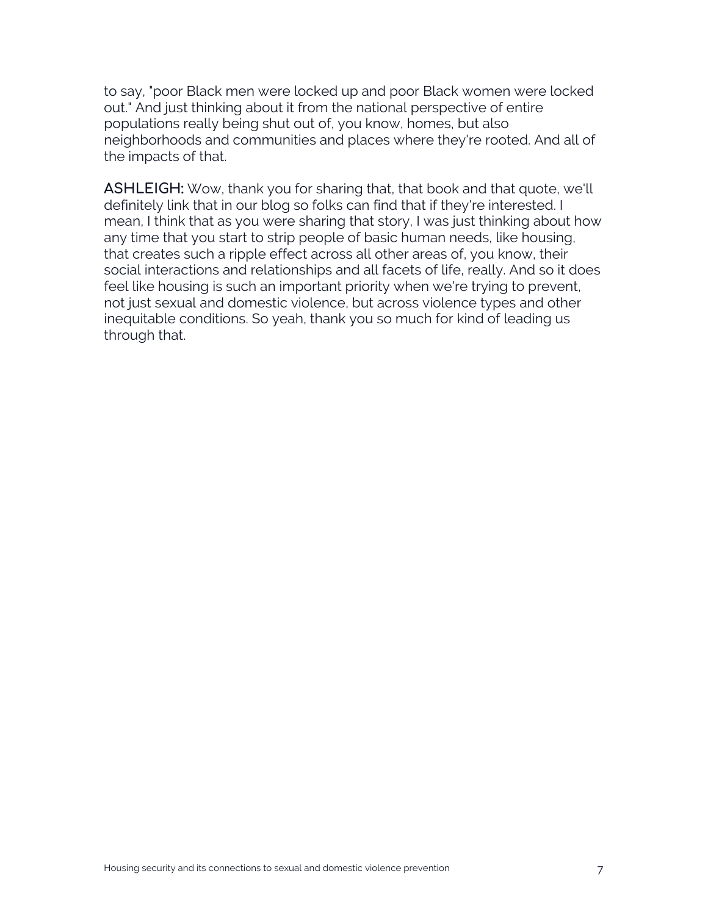to say, "poor Black men were locked up and poor Black women were locked out." And just thinking about it from the national perspective of entire populations really being shut out of, you know, homes, but also neighborhoods and communities and places where they're rooted. And all of the impacts of that.

**ASHLEIGH:** Wow, thank you for sharing that, that book and that quote, we'll definitely link that in our blog so folks can find that if they're interested. I mean, I think that as you were sharing that story, I was just thinking about how any time that you start to strip people of basic human needs, like housing, that creates such a ripple effect across all other areas of, you know, their social interactions and relationships and all facets of life, really. And so it does feel like housing is such an important priority when we're trying to prevent, not just sexual and domestic violence, but across violence types and other inequitable conditions. So yeah, thank you so much for kind of leading us through that.